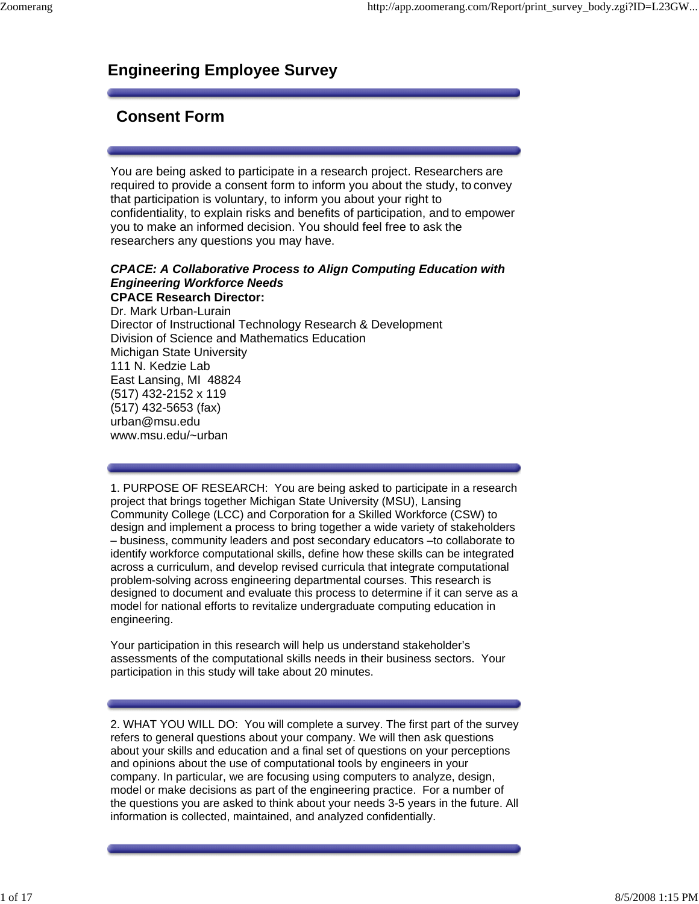# Engineering Employee Survey

## Consent Form

You are being asked to participate in a research project. Researchers are required to provide a consent form to inform you about the study, to convey that participation is voluntary, to inform you about your right to confidentiality, to explain risks and benefits of participation, and to empower you to make an informed decision. You should feel free to ask the researchers any questions you may have.

***CPACE: A Collaborative Process to Align Computing Education with Engineering Workforce Needs***
**CPACE Research Director:**
Dr. Mark Urban-Lurain
Director of Instructional Technology Research & Development
Division of Science and Mathematics Education
Michigan State University
111 N. Kedzie Lab
East Lansing, MI 48824
(517) 432-2152 x 119
(517) 432-5653 (fax)
urban@msu.edu
www.msu.edu/~urban

1. PURPOSE OF RESEARCH: You are being asked to participate in a research project that brings together Michigan State University (MSU), Lansing Community College (LCC) and Corporation for a Skilled Workforce (CSW) to design and implement a process to bring together a wide variety of stakeholders – business, community leaders and post secondary educators –to collaborate to identify workforce computational skills, define how these skills can be integrated across a curriculum, and develop revised curricula that integrate computational problem-solving across engineering departmental courses. This research is designed to document and evaluate this process to determine if it can serve as a model for national efforts to revitalize undergraduate computing education in engineering.

Your participation in this research will help us understand stakeholder's assessments of the computational skills needs in their business sectors. Your participation in this study will take about 20 minutes.

2. WHAT YOU WILL DO: You will complete a survey. The first part of the survey refers to general questions about your company. We will then ask questions about your skills and education and a final set of questions on your perceptions and opinions about the use of computational tools by engineers in your company. In particular, we are focusing using computers to analyze, design, model or make decisions as part of the engineering practice. For a number of the questions you are asked to think about your needs 3-5 years in the future. All information is collected, maintained, and analyzed confidentially.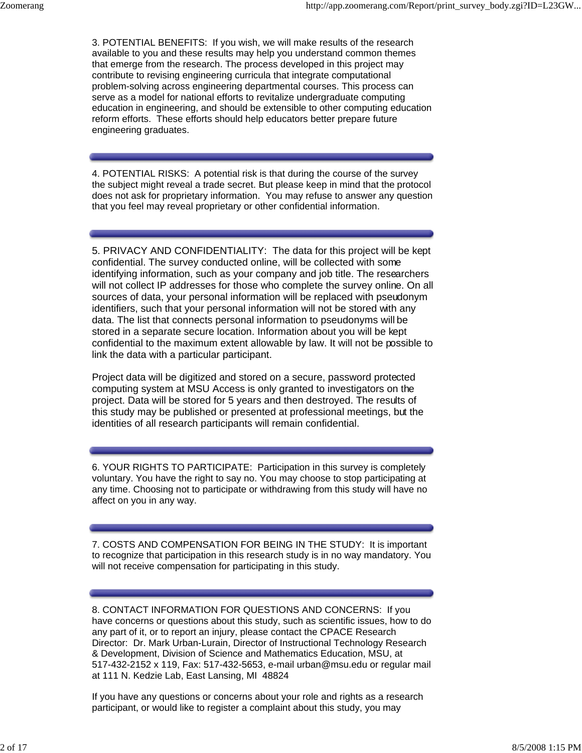3. POTENTIAL BENEFITS: If you wish, we will make results of the research available to you and these results may help you understand common themes that emerge from the research. The process developed in this project may contribute to revising engineering curricula that integrate computational problem-solving across engineering departmental courses. This process can serve as a model for national efforts to revitalize undergraduate computing education in engineering, and should be extensible to other computing education reform efforts. These efforts should help educators better prepare future engineering graduates.

---

4. POTENTIAL RISKS: A potential risk is that during the course of the survey the subject might reveal a trade secret. But please keep in mind that the protocol does not ask for proprietary information. You may refuse to answer any question that you feel may reveal proprietary or other confidential information.

---

5. PRIVACY AND CONFIDENTIALITY: The data for this project will be kept confidential. The survey conducted online, will be collected with some identifying information, such as your company and job title. The researchers will not collect IP addresses for those who complete the survey online. On all sources of data, your personal information will be replaced with pseudonym identifiers, such that your personal information will not be stored with any data. The list that connects personal information to pseudonyms will be stored in a separate secure location. Information about you will be kept confidential to the maximum extent allowable by law. It will not be possible to link the data with a particular participant.

Project data will be digitized and stored on a secure, password protected computing system at MSU Access is only granted to investigators on the project. Data will be stored for 5 years and then destroyed. The results of this study may be published or presented at professional meetings, but the identities of all research participants will remain confidential.

---

6. YOUR RIGHTS TO PARTICIPATE: Participation in this survey is completely voluntary. You have the right to say no. You may choose to stop participating at any time. Choosing not to participate or withdrawing from this study will have no affect on you in any way.

---

7. COSTS AND COMPENSATION FOR BEING IN THE STUDY: It is important to recognize that participation in this research study is in no way mandatory. You will not receive compensation for participating in this study.

---

8. CONTACT INFORMATION FOR QUESTIONS AND CONCERNS: If you have concerns or questions about this study, such as scientific issues, how to do any part of it, or to report an injury, please contact the CPACE Research Director: Dr. Mark Urban-Lurain, Director of Instructional Technology Research & Development, Division of Science and Mathematics Education, MSU, at 517-432-2152 x 119, Fax: 517-432-5653, e-mail urban@msu.edu or regular mail at 111 N. Kedzie Lab, East Lansing, MI 48824

If you have any questions or concerns about your role and rights as a research participant, or would like to register a complaint about this study, you may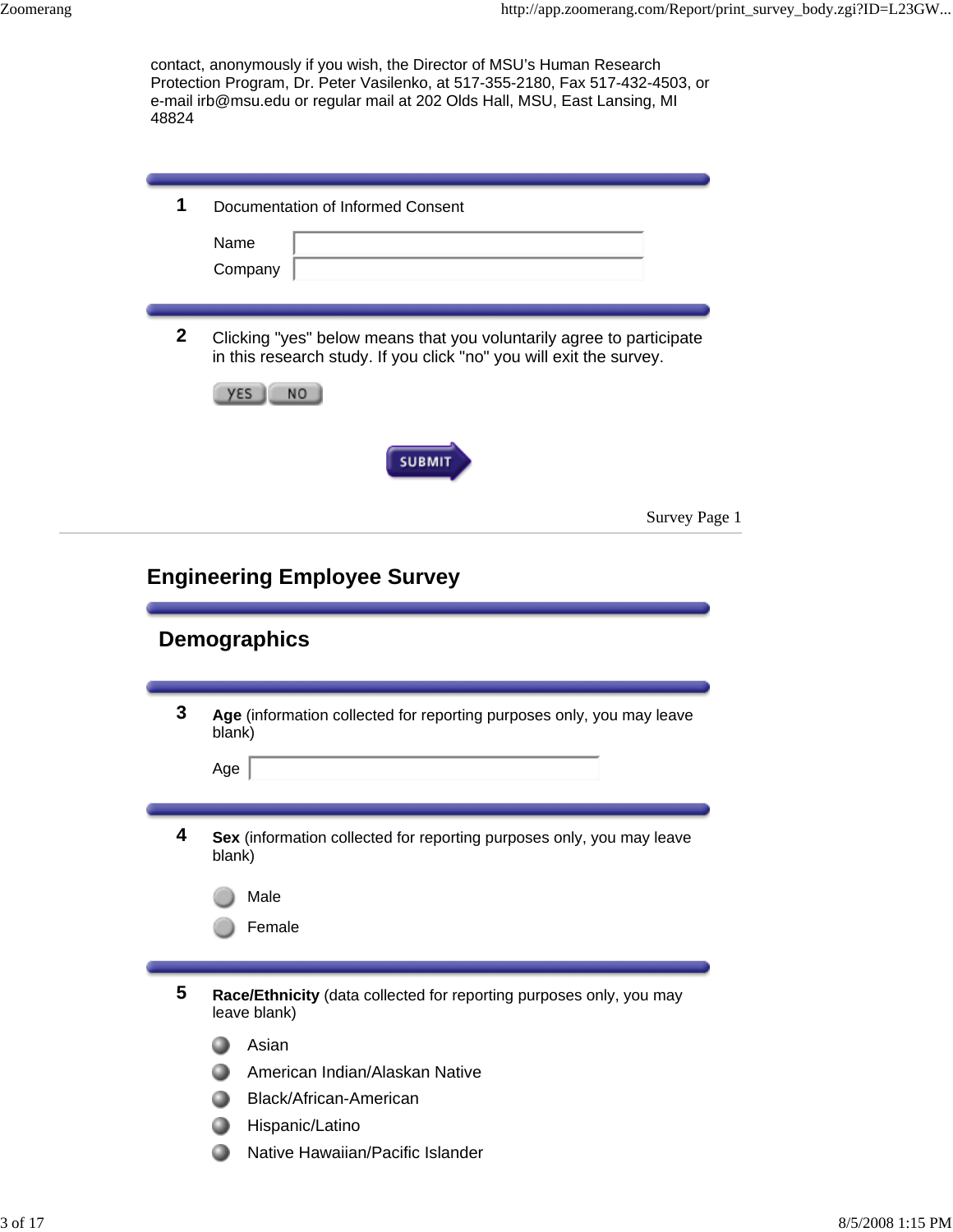contact, anonymously if you wish, the Director of MSU's Human Research Protection Program, Dr. Peter Vasilenko, at 517-355-2180, Fax 517-432-4503, or e-mail irb@msu.edu or regular mail at 202 Olds Hall, MSU, East Lansing, MI 48824

**1** Documentation of Informed Consent

Name

Company

**2** Clicking "yes" below means that you voluntarily agree to participate in this research study. If you click "no" you will exit the survey.

YES NO

SUBMIT

Survey Page 1

# Engineering Employee Survey

## Demographics

**3** **Age** (information collected for reporting purposes only, you may leave blank)

Age

**4** **Sex** (information collected for reporting purposes only, you may leave blank)

- Male
- Female

**5** **Race/Ethnicity** (data collected for reporting purposes only, you may leave blank)

- Asian
- American Indian/Alaskan Native
- Black/African-American
- Hispanic/Latino
- Native Hawaiian/Pacific Islander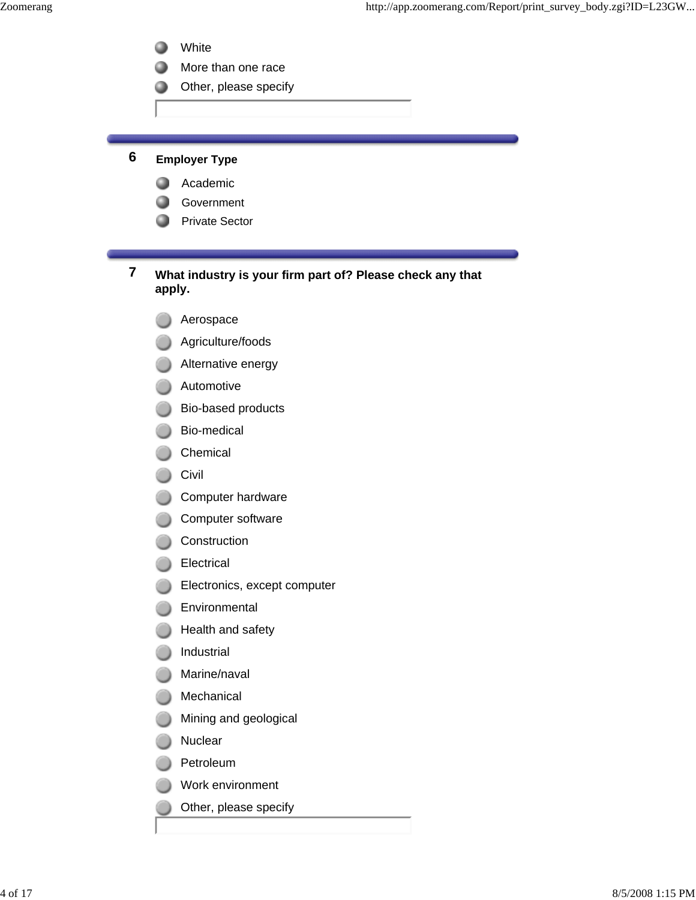- White
- More than one race
- Other, please specify

---

**6** **Employer Type**

- Academic
- Government
- Private Sector

---

**7** **What industry is your firm part of? Please check any that apply.**

- Aerospace
- Agriculture/foods
- Alternative energy
- Automotive
- Bio-based products
- Bio-medical
- Chemical
- Civil
- Computer hardware
- Computer software
- Construction
- Electrical
- Electronics, except computer
- Environmental
- Health and safety
- Industrial
- Marine/naval
- Mechanical
- Mining and geological
- Nuclear
- Petroleum
- Work environment
- Other, please specify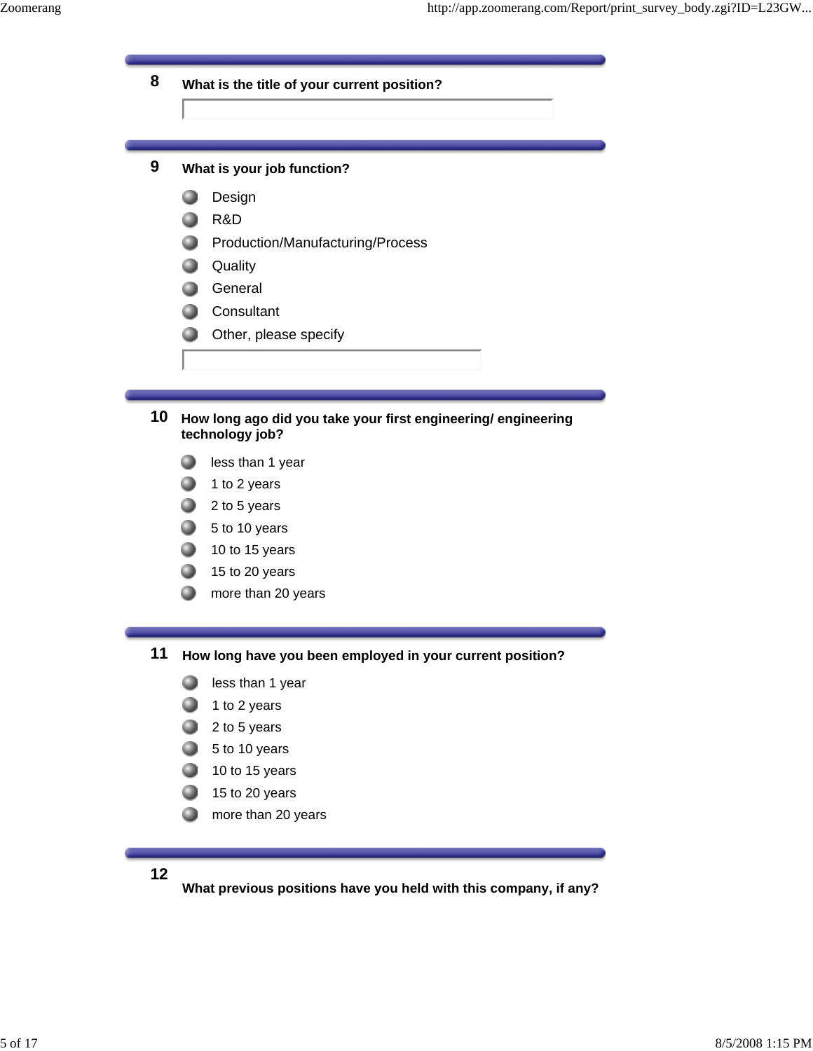**8** **What is the title of your current position?**

**9** **What is your job function?**

- Design
- R&D
- Production/Manufacturing/Process
- Quality
- General
- Consultant
- Other, please specify

**10** **How long ago did you take your first engineering/ engineering technology job?**

- less than 1 year
- 1 to 2 years
- 2 to 5 years
- 5 to 10 years
- 10 to 15 years
- 15 to 20 years
- more than 20 years

**11** **How long have you been employed in your current position?**

- less than 1 year
- 1 to 2 years
- 2 to 5 years
- 5 to 10 years
- 10 to 15 years
- 15 to 20 years
- more than 20 years

**12** **What previous positions have you held with this company, if any?**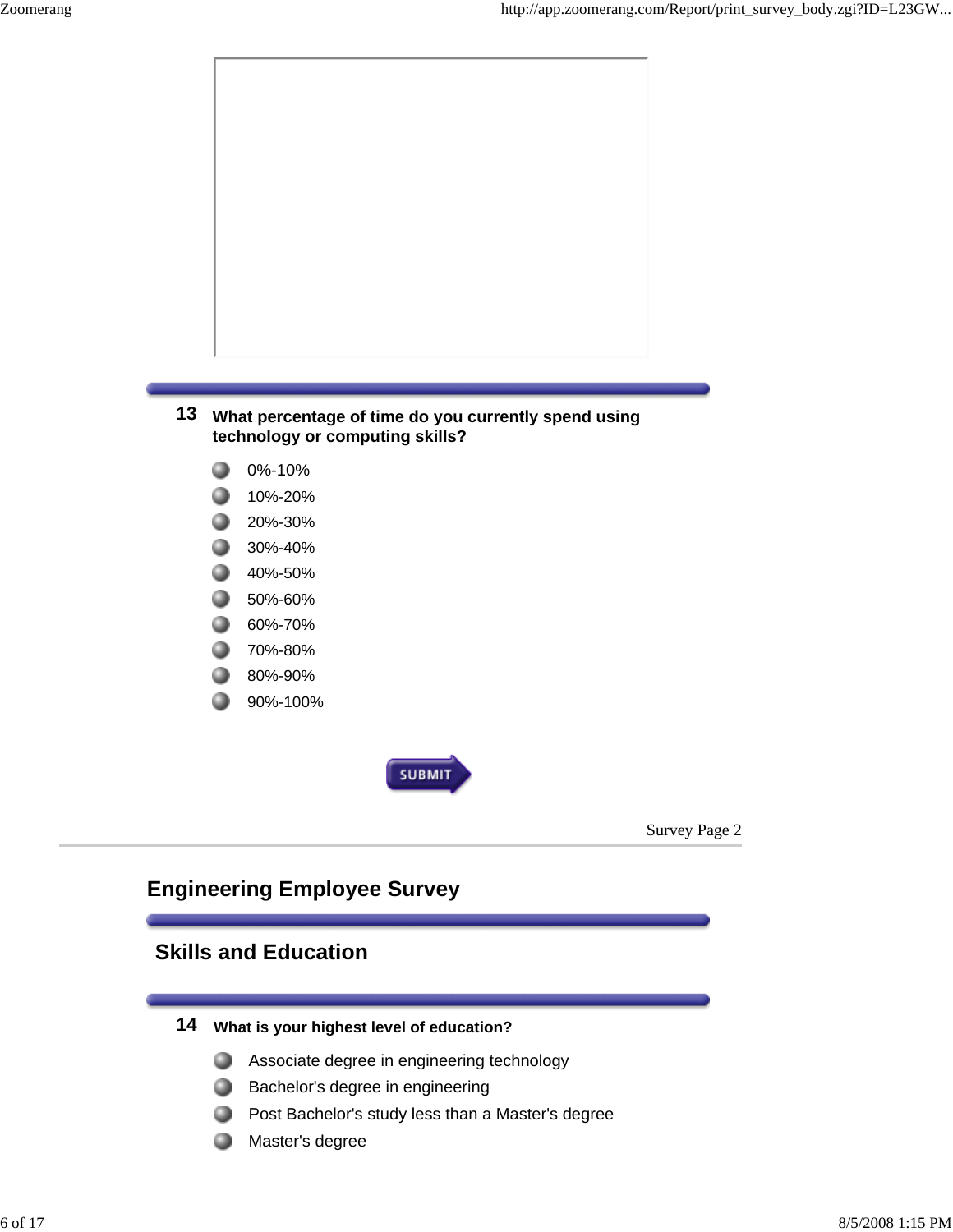**13** **What percentage of time do you currently spend using technology or computing skills?**

- 0%-10%
- 10%-20%
- 20%-30%
- 30%-40%
- 40%-50%
- 50%-60%
- 60%-70%
- 70%-80%
- 80%-90%
- 90%-100%

SUBMIT

Survey Page 2

## Engineering Employee Survey

### Skills and Education

**14** **What is your highest level of education?**

- Associate degree in engineering technology
- Bachelor's degree in engineering
- Post Bachelor's study less than a Master's degree
- Master's degree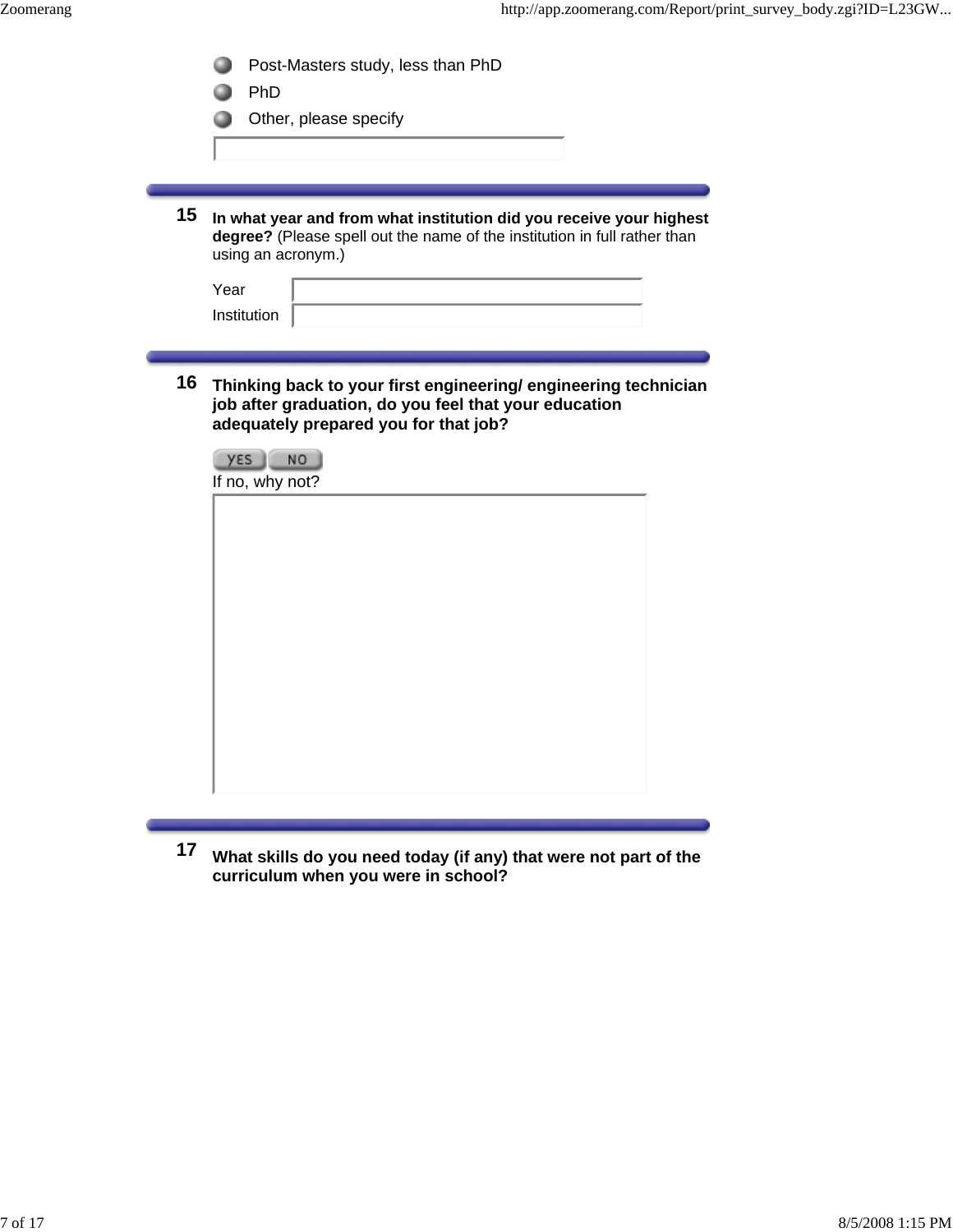- Post-Masters study, less than PhD
- PhD
- Other, please specify

______________________

**15** **In what year and from what institution did you receive your highest degree?** (Please spell out the name of the institution in full rather than using an acronym.)

Year ______________________

Institution ______________________

**16** **Thinking back to your first engineering/ engineering technician job after graduation, do you feel that your education adequately prepared you for that job?**

YES NO

If no, why not?

______________________

**17** **What skills do you need today (if any) that were not part of the curriculum when you were in school?**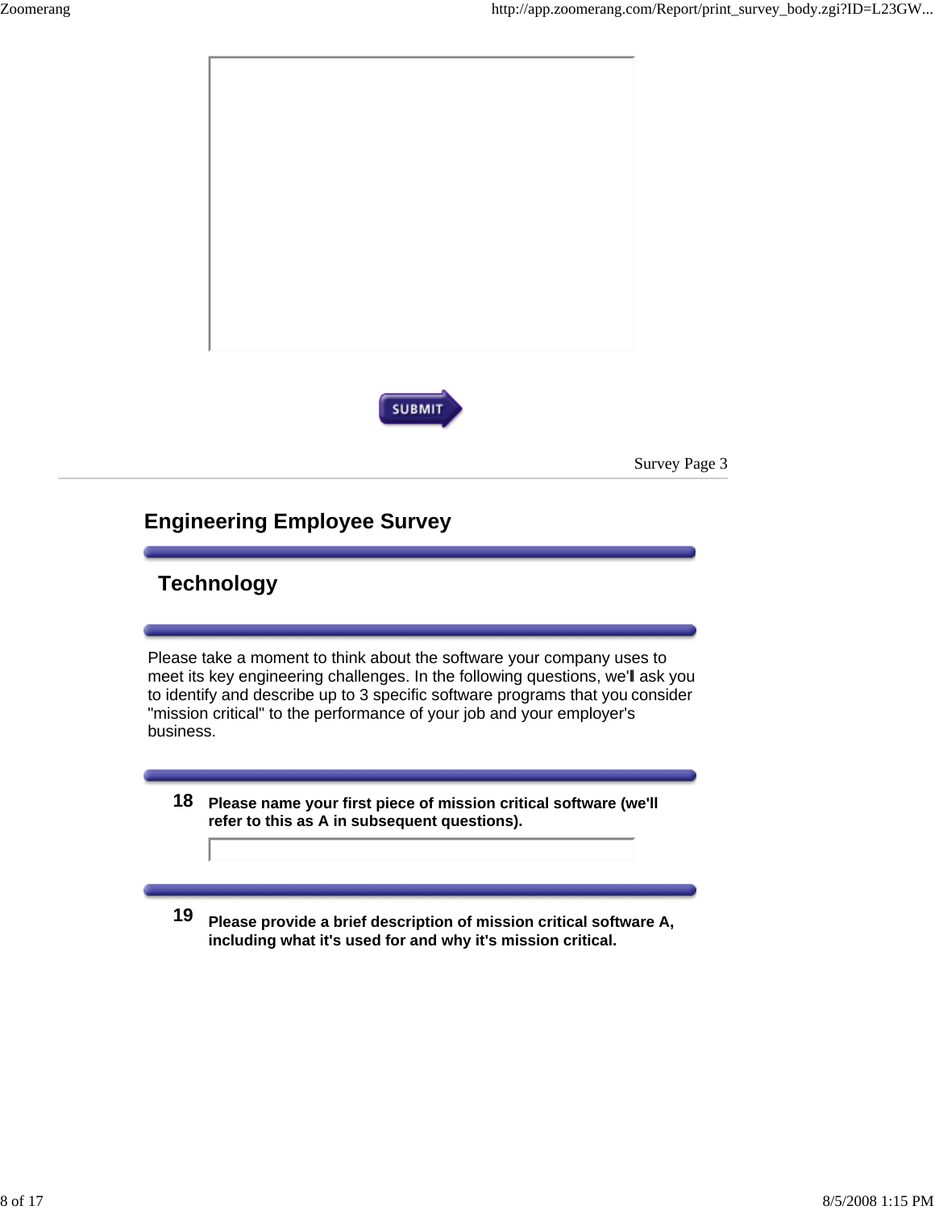SUBMIT

Survey Page 3

# Engineering Employee Survey

## Technology

Please take a moment to think about the software your company uses to meet its key engineering challenges. In the following questions, we'll ask you to identify and describe up to 3 specific software programs that you consider "mission critical" to the performance of your job and your employer's business.

**18** **Please name your first piece of mission critical software (we'll refer to this as A in subsequent questions).**

**19** **Please provide a brief description of mission critical software A, including what it's used for and why it's mission critical.**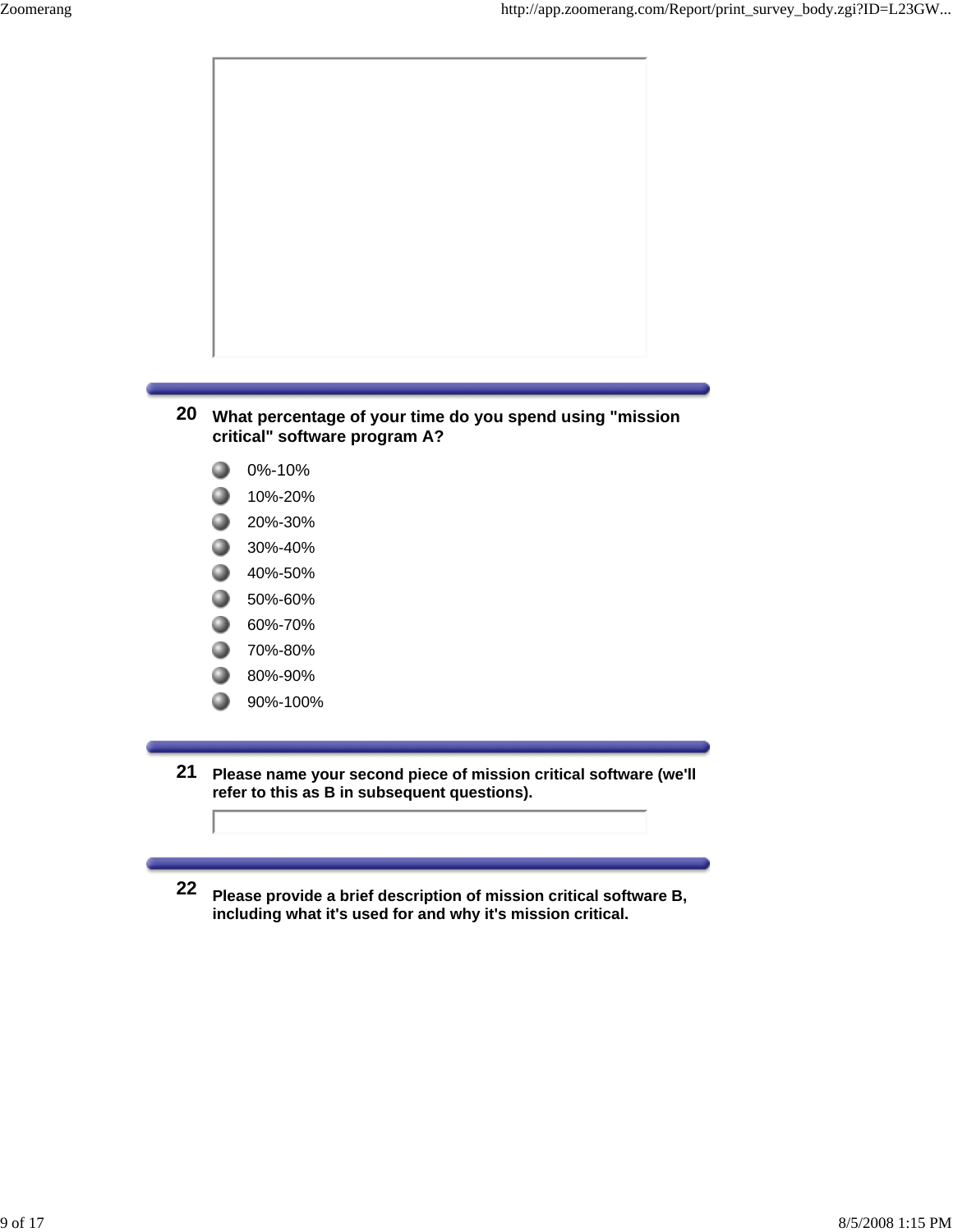**20** **What percentage of your time do you spend using "mission critical" software program A?**

- 0%-10%
- 10%-20%
- 20%-30%
- 30%-40%
- 40%-50%
- 50%-60%
- 60%-70%
- 70%-80%
- 80%-90%
- 90%-100%

**21** **Please name your second piece of mission critical software (we'll refer to this as B in subsequent questions).**

**22** **Please provide a brief description of mission critical software B, including what it's used for and why it's mission critical.**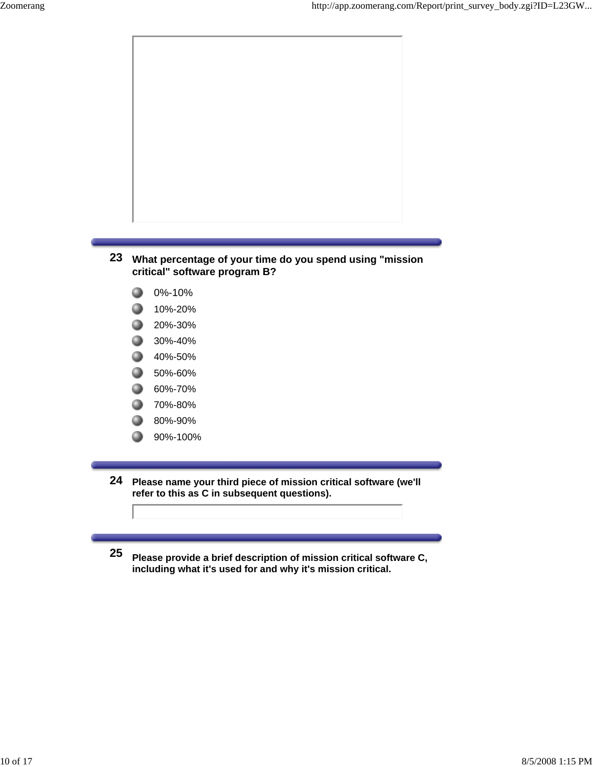23 **What percentage of your time do you spend using "mission critical" software program B?**

- 0%-10%
- 10%-20%
- 20%-30%
- 30%-40%
- 40%-50%
- 50%-60%
- 60%-70%
- 70%-80%
- 80%-90%
- 90%-100%

24 **Please name your third piece of mission critical software (we'll refer to this as C in subsequent questions).**

25 **Please provide a brief description of mission critical software C, including what it's used for and why it's mission critical.**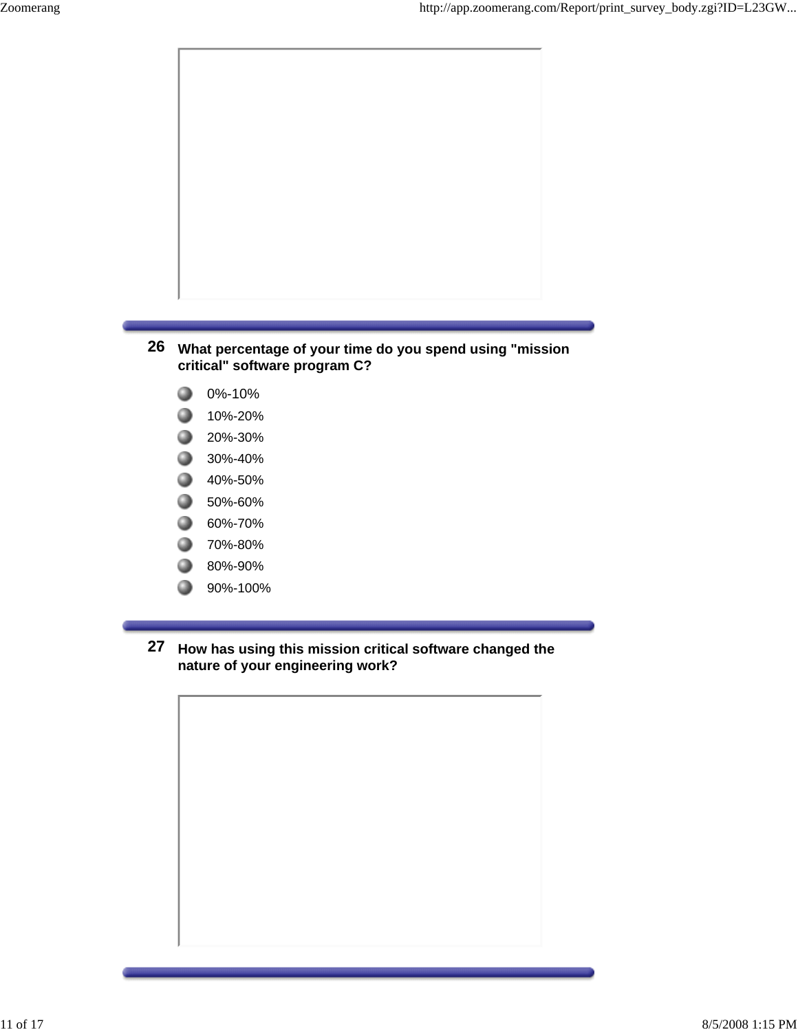**26** **What percentage of your time do you spend using "mission critical" software program C?**

- 0%-10%
- 10%-20%
- 20%-30%
- 30%-40%
- 40%-50%
- 50%-60%
- 60%-70%
- 70%-80%
- 80%-90%
- 90%-100%

**27** **How has using this mission critical software changed the nature of your engineering work?**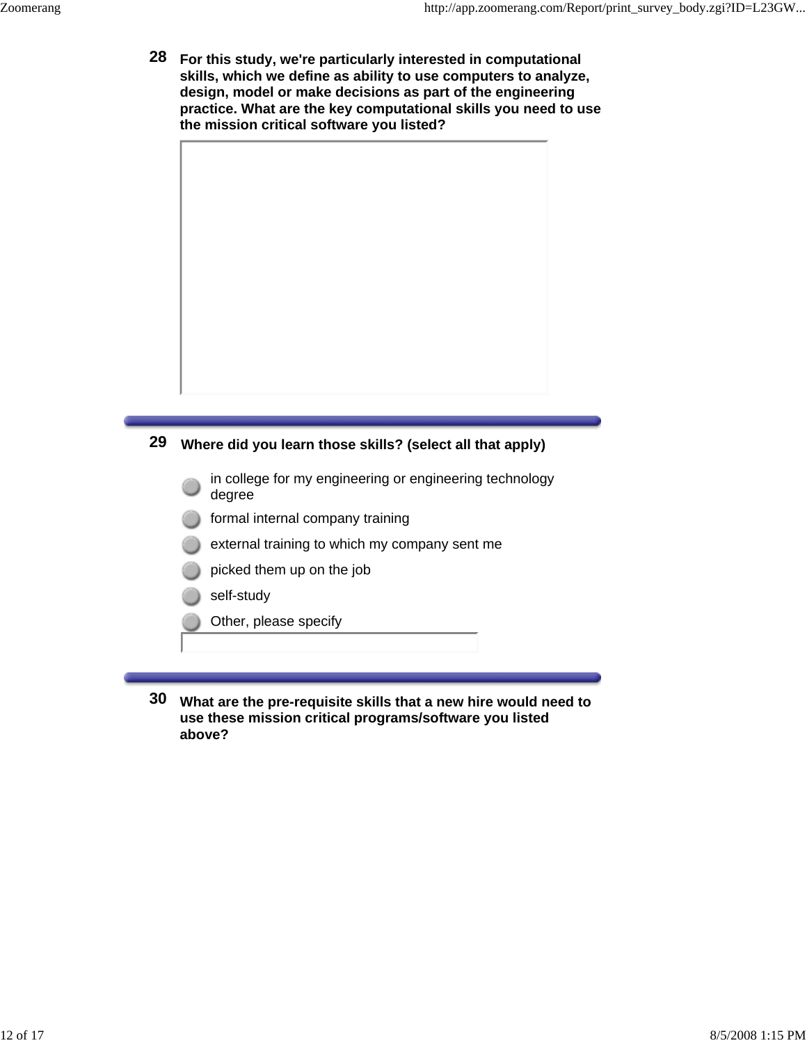**28** **For this study, we're particularly interested in computational skills, which we define as ability to use computers to analyze, design, model or make decisions as part of the engineering practice. What are the key computational skills you need to use the mission critical software you listed?**

---

**29** **Where did you learn those skills? (select all that apply)**

- in college for my engineering or engineering technology degree
- formal internal company training
- external training to which my company sent me
- picked them up on the job
- self-study
- Other, please specify

---

**30** **What are the pre-requisite skills that a new hire would need to use these mission critical programs/software you listed above?**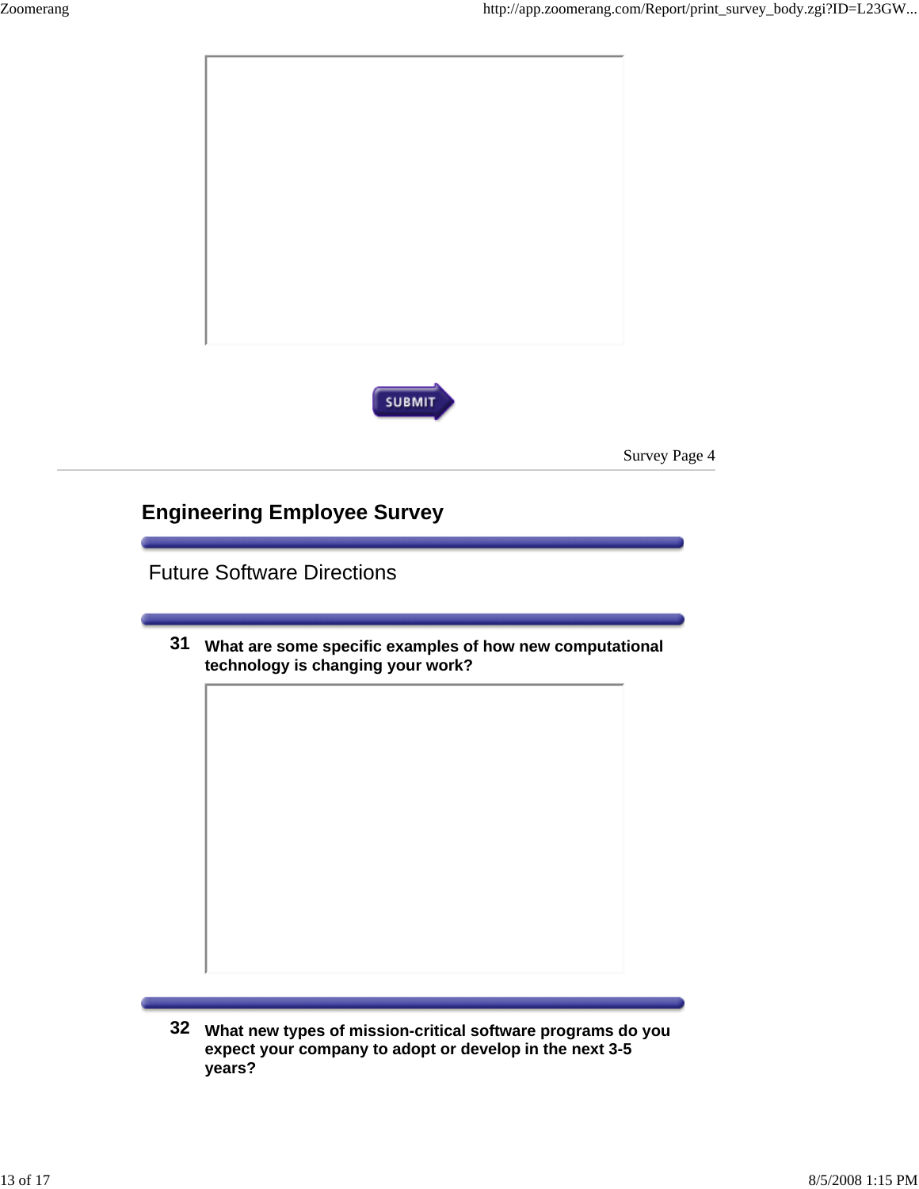SUBMIT

Survey Page 4

## Engineering Employee Survey

Future Software Directions

**31** **What are some specific examples of how new computational technology is changing your work?**

**32** **What new types of mission-critical software programs do you expect your company to adopt or develop in the next 3-5 years?**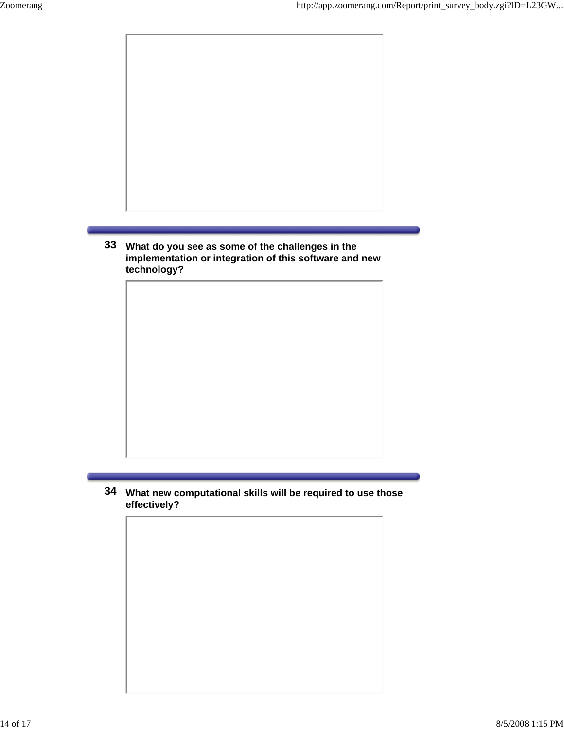**33** **What do you see as some of the challenges in the implementation or integration of this software and new technology?**

**34** **What new computational skills will be required to use those effectively?**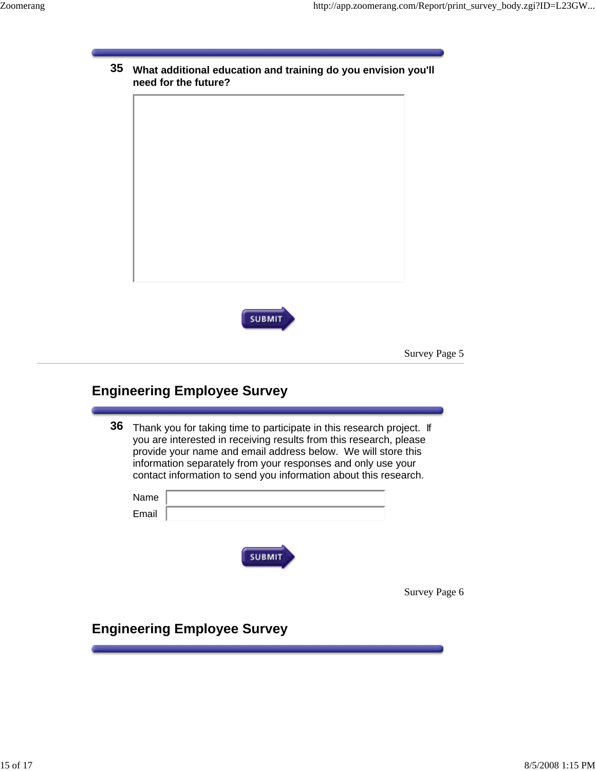**35** **What additional education and training do you envision you'll need for the future?**

SUBMIT

Survey Page 5

## Engineering Employee Survey

**36** Thank you for taking time to participate in this research project. If you are interested in receiving results from this research, please provide your name and email address below. We will store this information separately from your responses and only use your contact information to send you information about this research.

Name

Email

SUBMIT

Survey Page 6

## Engineering Employee Survey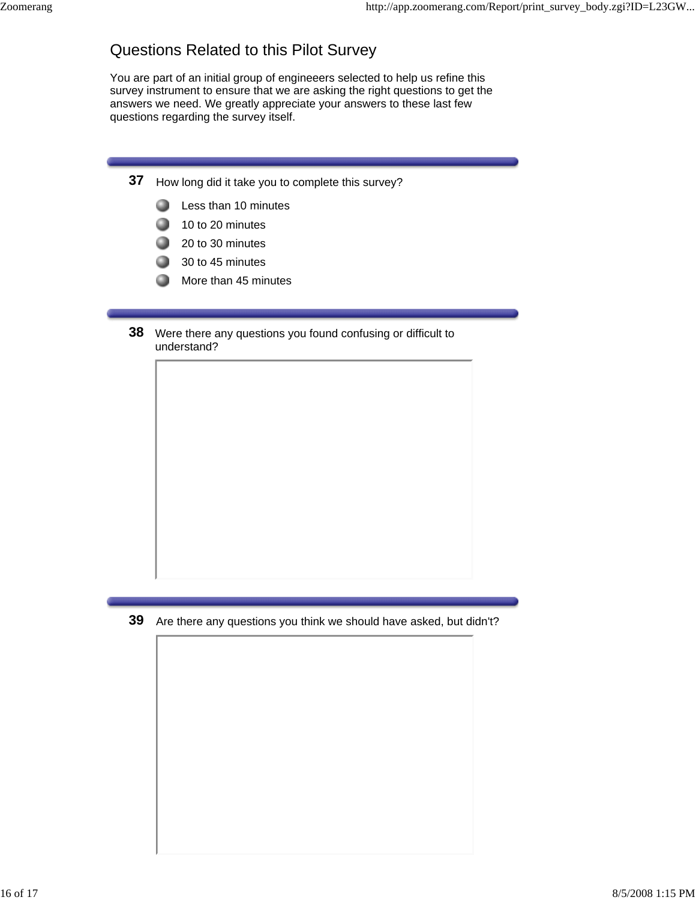# Questions Related to this Pilot Survey

You are part of an initial group of engineeers selected to help us refine this survey instrument to ensure that we are asking the right questions to get the answers we need. We greatly appreciate your answers to these last few questions regarding the survey itself.

---

**37** How long did it take you to complete this survey?

- Less than 10 minutes
- 10 to 20 minutes
- 20 to 30 minutes
- 30 to 45 minutes
- More than 45 minutes

---

**38** Were there any questions you found confusing or difficult to understand?

---

**39** Are there any questions you think we should have asked, but didn't?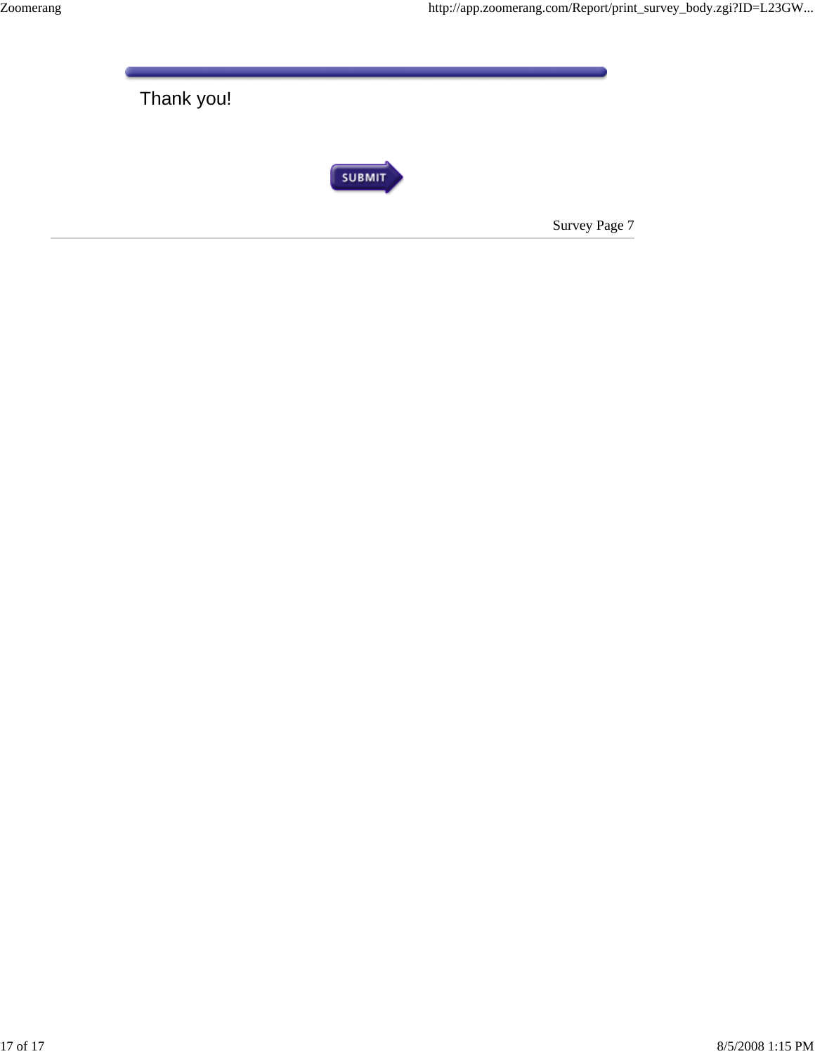Thank you!

SUBMIT

Survey Page 7